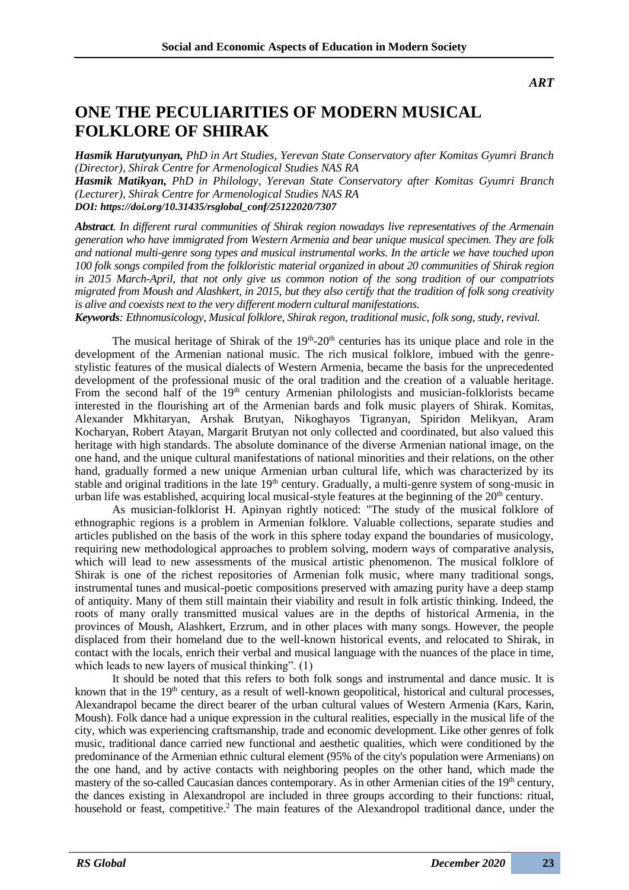*ART*

# ONE THE PECULIARITIES OF MODERN MUSICAL FOLKLORE OF SHIRAK

***Hasmik Harutyunyan,*** *PhD in Art Studies, Yerevan State Conservatory after Komitas Gyumri Branch (Director), Shirak Centre for Armenological Studies NAS RA*
***Hasmik Matikyan,*** *PhD in Philology, Yerevan State Conservatory after Komitas Gyumri Branch (Lecturer), Shirak Centre for Armenological Studies NAS RA*
***DOI: https://doi.org/10.31435/rsglobal_conf/25122020/7307***

***Abstract****. In different rural communities of Shirak region nowadays live representatives of the Armenain generation who have immigrated from Western Armenia and bear unique musical specimen. They are folk and national multi-genre song types and musical instrumental works. In the article we have touched upon 100 folk songs compiled from the folkloristic material organized in about 20 communities of Shirak region in 2015 March-April, that not only give us common notion of the song tradition of our compatriots migrated from Moush and Alashkert, in 2015, but they also certify that the tradition of folk song creativity is alive and coexists next to the very different modern cultural manifestations.*

***Keywords****: Ethnomusicology, Musical folklore, Shirak regon, traditional music, folk song, study, revival.*

The musical heritage of Shirak of the 19th-20th centuries has its unique place and role in the development of the Armenian national music. The rich musical folklore, imbued with the genre-stylistic features of the musical dialects of Western Armenia, became the basis for the unprecedented development of the professional music of the oral tradition and the creation of a valuable heritage. From the second half of the 19th century Armenian philologists and musician-folklorists became interested in the flourishing art of the Armenian bards and folk music players of Shirak. Komitas, Alexander Mkhitaryan, Arshak Brutyan, Nikoghayos Tigranyan, Spiridon Melikyan, Aram Kocharyan, Robert Atayan, Margarit Brutyan not only collected and coordinated, but also valued this heritage with high standards. The absolute dominance of the diverse Armenian national image, on the one hand, and the unique cultural manifestations of national minorities and their relations, on the other hand, gradually formed a new unique Armenian urban cultural life, which was characterized by its stable and original traditions in the late 19th century. Gradually, a multi-genre system of song-music in urban life was established, acquiring local musical-style features at the beginning of the 20th century.

As musician-folklorist H. Apinyan rightly noticed: "The study of the musical folklore of ethnographic regions is a problem in Armenian folklore. Valuable collections, separate studies and articles published on the basis of the work in this sphere today expand the boundaries of musicology, requiring new methodological approaches to problem solving, modern ways of comparative analysis, which will lead to new assessments of the musical artistic phenomenon. The musical folklore of Shirak is one of the richest repositories of Armenian folk music, where many traditional songs, instrumental tunes and musical-poetic compositions preserved with amazing purity have a deep stamp of antiquity. Many of them still maintain their viability and result in folk artistic thinking. Indeed, the roots of many orally transmitted musical values are in the depths of historical Armenia, in the provinces of Moush, Alashkert, Erzrum, and in other places with many songs. However, the people displaced from their homeland due to the well-known historical events, and relocated to Shirak, in contact with the locals, enrich their verbal and musical language with the nuances of the place in time, which leads to new layers of musical thinking". (1)

It should be noted that this refers to both folk songs and instrumental and dance music. It is known that in the 19th century, as a result of well-known geopolitical, historical and cultural processes, Alexandrapol became the direct bearer of the urban cultural values of Western Armenia (Kars, Karin, Moush). Folk dance had a unique expression in the cultural realities, especially in the musical life of the city, which was experiencing craftsmanship, trade and economic development. Like other genres of folk music, traditional dance carried new functional and aesthetic qualities, which were conditioned by the predominance of the Armenian ethnic cultural element (95% of the city's population were Armenians) on the one hand, and by active contacts with neighboring peoples on the other hand, which made the mastery of the so-called Caucasian dances contemporary. As in other Armenian cities of the 19th century, the dances existing in Alexandropol are included in three groups according to their functions: ritual, household or feast, competitive.[2] The main features of the Alexandropol traditional dance, under the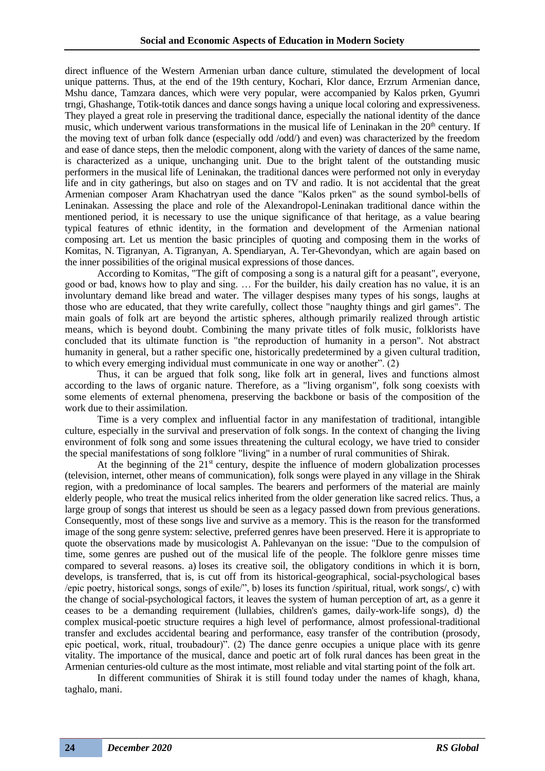direct influence of the Western Armenian urban dance culture, stimulated the development of local unique patterns. Thus, at the end of the 19th century, Kochari, Klor dance, Erzrum Armenian dance, Mshu dance, Tamzara dances, which were very popular, were accompanied by Kalos prken, Gyumri trngi, Ghashange, Totik-totik dances and dance songs having a unique local coloring and expressiveness. They played a great role in preserving the traditional dance, especially the national identity of the dance music, which underwent various transformations in the musical life of Leninakan in the 20th century. If the moving text of urban folk dance (especially odd /odd/) and even) was characterized by the freedom and ease of dance steps, then the melodic component, along with the variety of dances of the same name, is characterized as a unique, unchanging unit. Due to the bright talent of the outstanding music performers in the musical life of Leninakan, the traditional dances were performed not only in everyday life and in city gatherings, but also on stages and on TV and radio. It is not accidental that the great Armenian composer Aram Khachatryan used the dance "Kalos prken" as the sound symbol-bells of Leninakan. Assessing the place and role of the Alexandropol-Leninakan traditional dance within the mentioned period, it is necessary to use the unique significance of that heritage, as a value bearing typical features of ethnic identity, in the formation and development of the Armenian national composing art. Let us mention the basic principles of quoting and composing them in the works of Komitas, N. Tigranyan, A. Tigranyan, A. Spendiaryan, A. Ter-Ghevondyan, which are again based on the inner possibilities of the original musical expressions of those dances.

According to Komitas, "The gift of composing a song is a natural gift for a peasant", everyone, good or bad, knows how to play and sing. … For the builder, his daily creation has no value, it is an involuntary demand like bread and water. The villager despises many types of his songs, laughs at those who are educated, that they write carefully, collect those "naughty things and girl games". The main goals of folk art are beyond the artistic spheres, although primarily realized through artistic means, which is beyond doubt. Combining the many private titles of folk music, folklorists have concluded that its ultimate function is "the reproduction of humanity in a person". Not abstract humanity in general, but a rather specific one, historically predetermined by a given cultural tradition, to which every emerging individual must communicate in one way or another". (2)

Thus, it can be argued that folk song, like folk art in general, lives and functions almost according to the laws of organic nature. Therefore, as a "living organism", folk song coexists with some elements of external phenomena, preserving the backbone or basis of the composition of the work due to their assimilation.

Time is a very complex and influential factor in any manifestation of traditional, intangible culture, especially in the survival and preservation of folk songs. In the context of changing the living environment of folk song and some issues threatening the cultural ecology, we have tried to consider the special manifestations of song folklore "living" in a number of rural communities of Shirak.

At the beginning of the 21st century, despite the influence of modern globalization processes (television, internet, other means of communication), folk songs were played in any village in the Shirak region, with a predominance of local samples. The bearers and performers of the material are mainly elderly people, who treat the musical relics inherited from the older generation like sacred relics. Thus, a large group of songs that interest us should be seen as a legacy passed down from previous generations. Consequently, most of these songs live and survive as a memory. This is the reason for the transformed image of the song genre system: selective, preferred genres have been preserved. Here it is appropriate to quote the observations made by musicologist A. Pahlevanyan on the issue: "Due to the compulsion of time, some genres are pushed out of the musical life of the people. The folklore genre misses time compared to several reasons. a) loses its creative soil, the obligatory conditions in which it is born, develops, is transferred, that is, is cut off from its historical-geographical, social-psychological bases /epic poetry, historical songs, songs of exile/", b) loses its function /spiritual, ritual, work songs/, c) with the change of social-psychological factors, it leaves the system of human perception of art, as a genre it ceases to be a demanding requirement (lullabies, children's games, daily-work-life songs), d) the complex musical-poetic structure requires a high level of performance, almost professional-traditional transfer and excludes accidental bearing and performance, easy transfer of the contribution (prosody, epic poetical, work, ritual, troubadour)". (2) The dance genre occupies a unique place with its genre vitality. The importance of the musical, dance and poetic art of folk rural dances has been great in the Armenian centuries-old culture as the most intimate, most reliable and vital starting point of the folk art.

In different communities of Shirak it is still found today under the names of khagh, khana, taghalo, mani.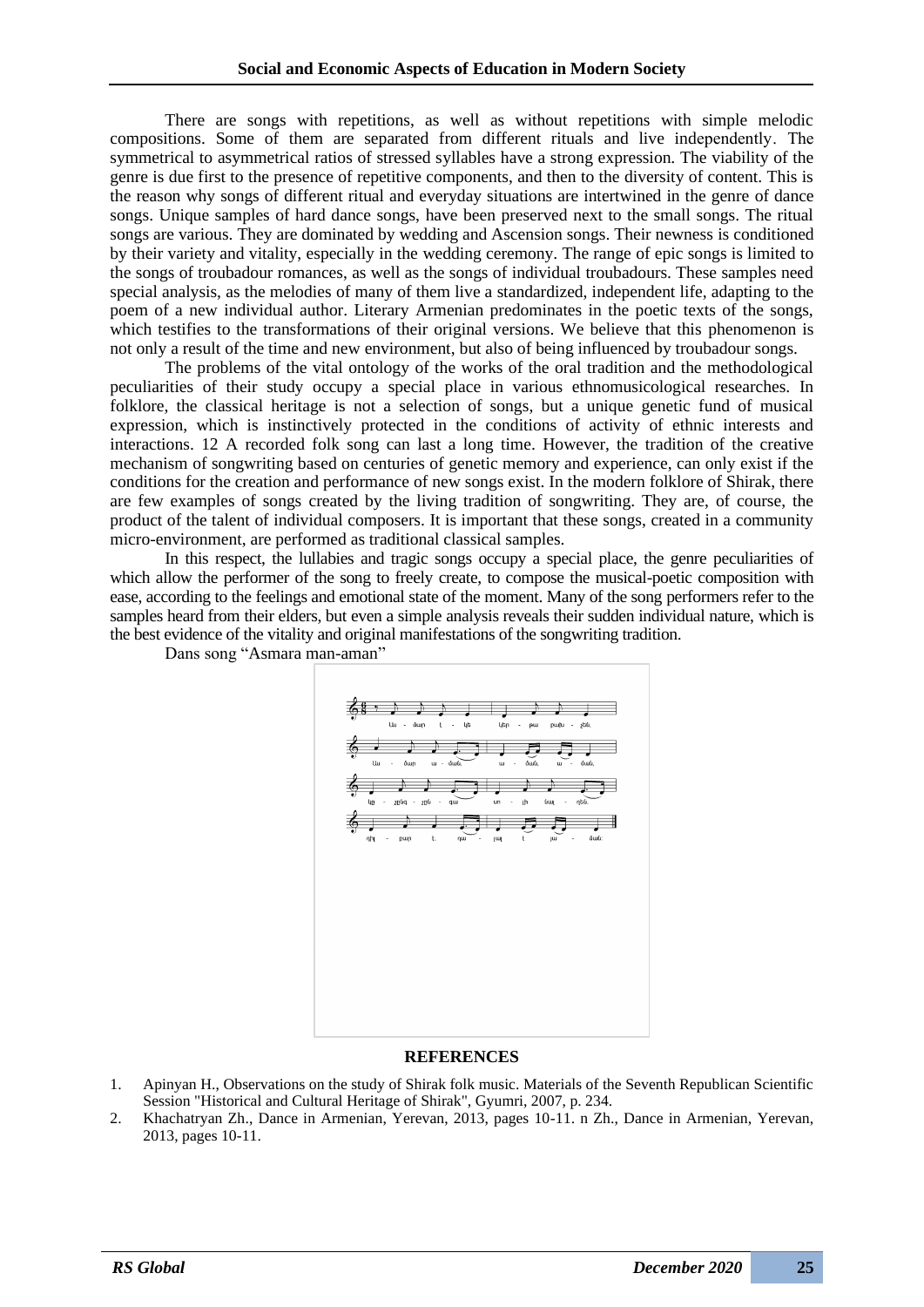There are songs with repetitions, as well as without repetitions with simple melodic compositions. Some of them are separated from different rituals and live independently. The symmetrical to asymmetrical ratios of stressed syllables have a strong expression. The viability of the genre is due first to the presence of repetitive components, and then to the diversity of content. This is the reason why songs of different ritual and everyday situations are intertwined in the genre of dance songs. Unique samples of hard dance songs, have been preserved next to the small songs. The ritual songs are various. They are dominated by wedding and Ascension songs. Their newness is conditioned by their variety and vitality, especially in the wedding ceremony. The range of epic songs is limited to the songs of troubadour romances, as well as the songs of individual troubadours. These samples need special analysis, as the melodies of many of them live a standardized, independent life, adapting to the poem of a new individual author. Literary Armenian predominates in the poetic texts of the songs, which testifies to the transformations of their original versions. We believe that this phenomenon is not only a result of the time and new environment, but also of being influenced by troubadour songs.

The problems of the vital ontology of the works of the oral tradition and the methodological peculiarities of their study occupy a special place in various ethnomusicological researches. In folklore, the classical heritage is not a selection of songs, but a unique genetic fund of musical expression, which is instinctively protected in the conditions of activity of ethnic interests and interactions. 12 A recorded folk song can last a long time. However, the tradition of the creative mechanism of songwriting based on centuries of genetic memory and experience, can only exist if the conditions for the creation and performance of new songs exist. In the modern folklore of Shirak, there are few examples of songs created by the living tradition of songwriting. They are, of course, the product of the talent of individual composers. It is important that these songs, created in a community micro-environment, are performed as traditional classical samples.

In this respect, the lullabies and tragic songs occupy a special place, the genre peculiarities of which allow the performer of the song to freely create, to compose the musical-poetic composition with ease, according to the feelings and emotional state of the moment. Many of the song performers refer to the samples heard from their elders, but even a simple analysis reveals their sudden individual nature, which is the best evidence of the vitality and original manifestations of the songwriting tradition.

Dans song "Asmara man-aman"

## REFERENCES

1. Apinyan H., Observations on the study of Shirak folk music. Materials of the Seventh Republican Scientific Session "Historical and Cultural Heritage of Shirak", Gyumri, 2007, p. 234.
2. Khachatryan Zh., Dance in Armenian, Yerevan, 2013, pages 10-11. n Zh., Dance in Armenian, Yerevan, 2013, pages 10-11.